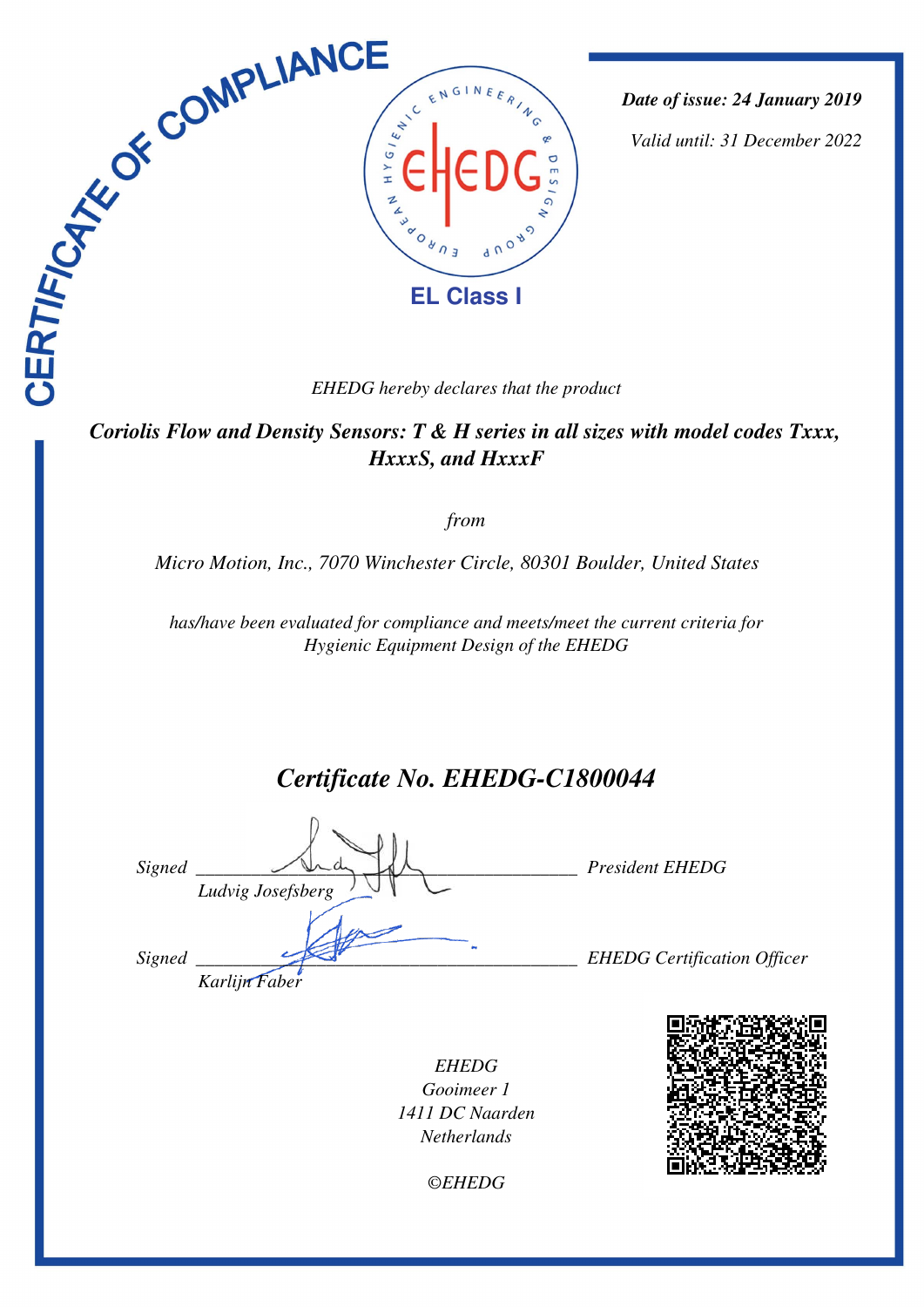# CERTIFICATE OF COMPLIANCE

EUROPEAN HYGIENIC ENGINEERING & DESIGN GROUP

EHEDG

**EL Class I**

*Date of issue: 24 January 2019*

*Valid until: 31 December 2022*

*EHEDG hereby declares that the product*

***Coriolis Flow and Density Sensors: T & H series in all sizes with model codes Txxx, HxxxS, and HxxxF***

*from*

*Micro Motion, Inc., 7070 Winchester Circle, 80301 Boulder, United States*

*has/have been evaluated for compliance and meets/meet the current criteria for Hygienic Equipment Design of the EHEDG*

## *Certificate No. EHEDG-C1800044*

*Signed* ______________________________ *President EHEDG*
*Ludvig Josefsberg*

*Signed* ______________________________ *EHEDG Certification Officer*
*Karlijn Faber*

*EHEDG*
*Gooimeer 1*
*1411 DC Naarden*
*Netherlands*

*©EHEDG*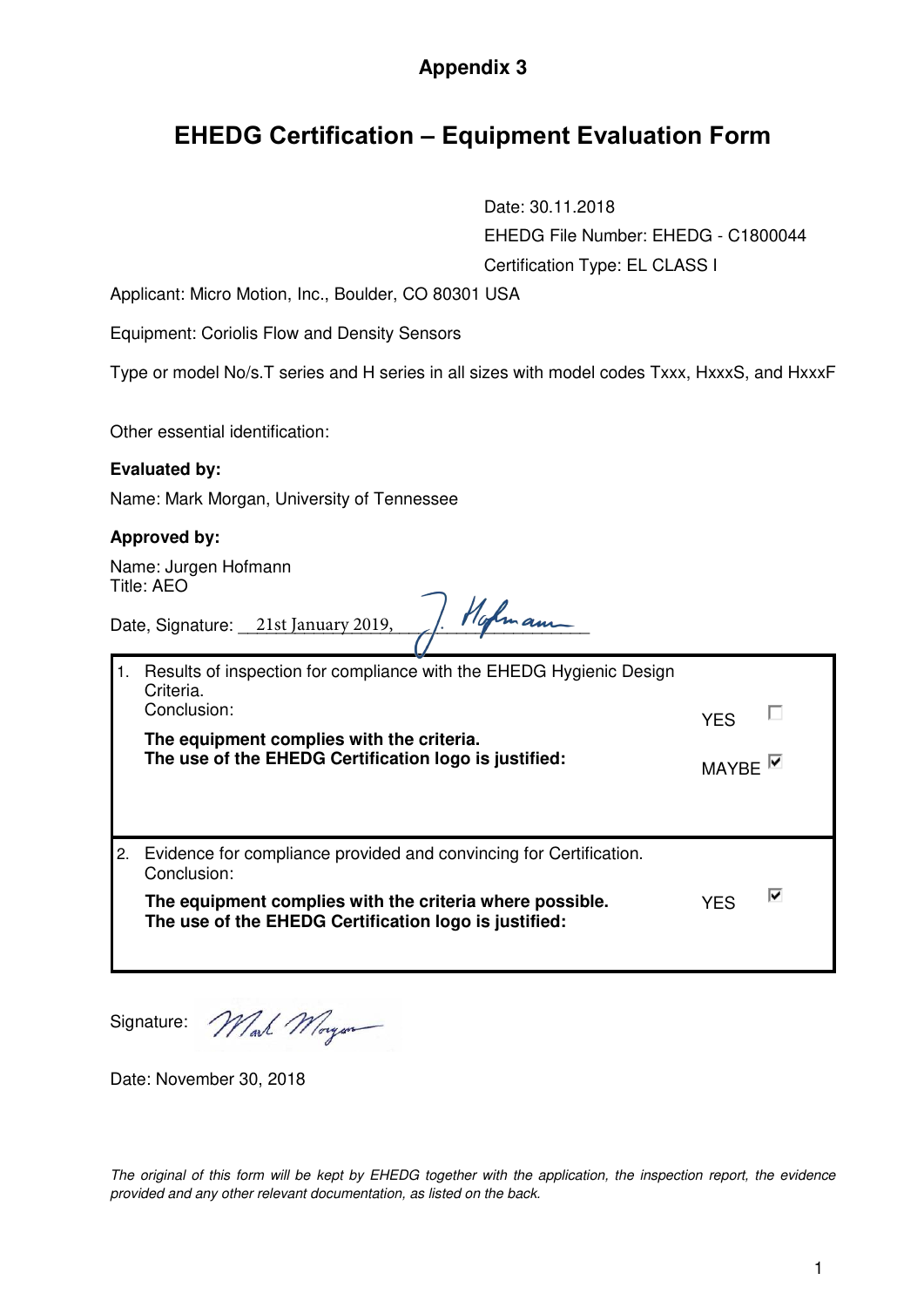# Appendix 3

## EHEDG Certification – Equipment Evaluation Form

Date: 30.11.2018

EHEDG File Number: EHEDG - C1800044

Certification Type: EL CLASS I

Applicant: Micro Motion, Inc., Boulder, CO 80301 USA

Equipment: Coriolis Flow and Density Sensors

Type or model No/s.T series and H series in all sizes with model codes Txxx, HxxxS, and HxxxF

Other essential identification:

**Evaluated by:**

Name: Mark Morgan, University of Tennessee

**Approved by:**

Name: Jurgen Hofmann
Title: AEO

Date, Signature: 21st January 2019, J. Hofmann

| | | |
|---|---|---|
| 1. Results of inspection for compliance with the EHEDG Hygienic Design Criteria. Conclusion: **The equipment complies with the criteria. The use of the EHEDG Certification logo is justified:** | YES ☐ | MAYBE ☑ |
| 2. Evidence for compliance provided and convincing for Certification. Conclusion: **The equipment complies with the criteria where possible. The use of the EHEDG Certification logo is justified:** | YES ☑ | |

Signature: Mark Morgan

Date: November 30, 2018

*The original of this form will be kept by EHEDG together with the application, the inspection report, the evidence provided and any other relevant documentation, as listed on the back.*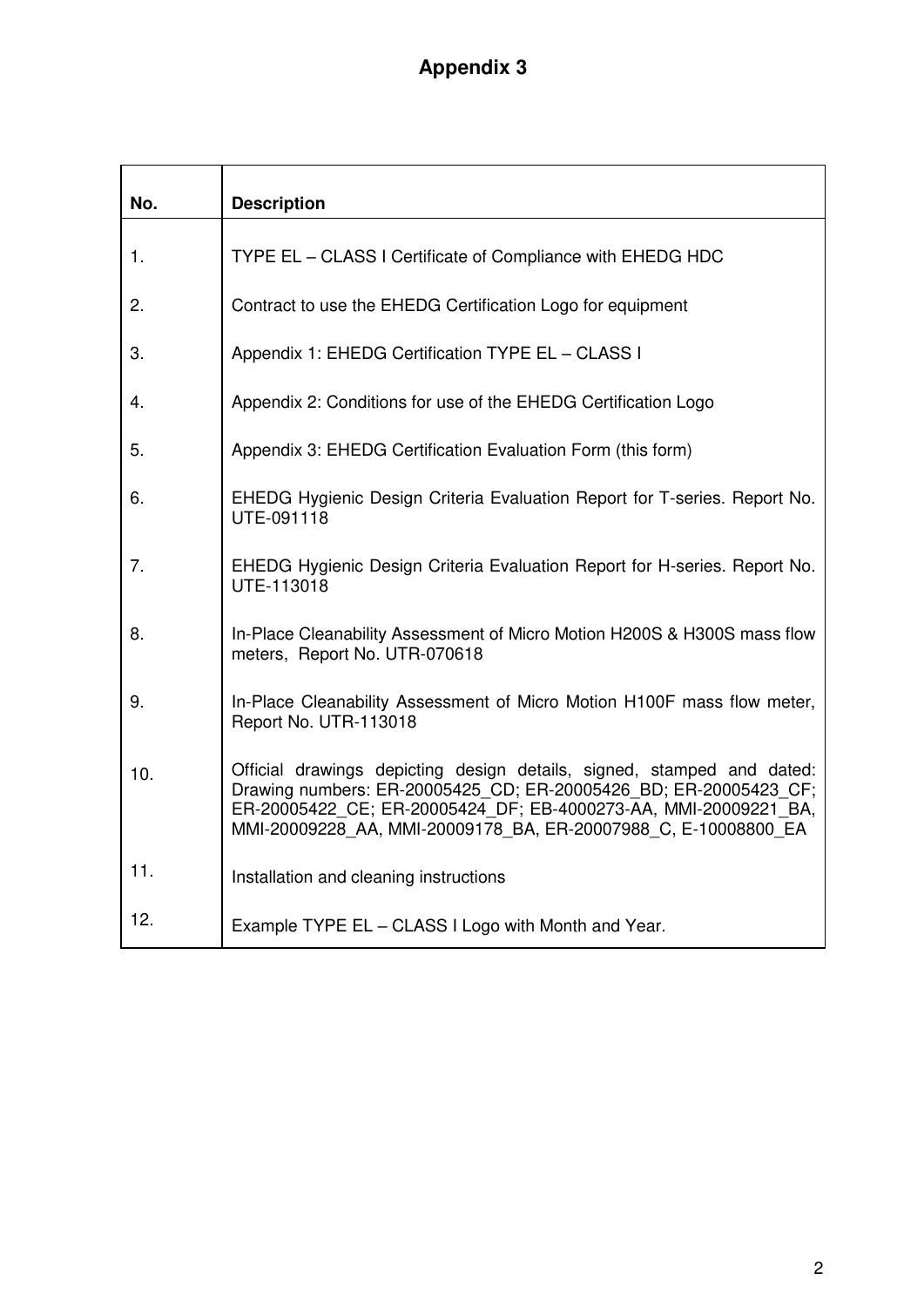# Appendix 3

| No. | Description |
|---|---|
| 1. | TYPE EL – CLASS I Certificate of Compliance with EHEDG HDC |
| 2. | Contract to use the EHEDG Certification Logo for equipment |
| 3. | Appendix 1: EHEDG Certification TYPE EL – CLASS I |
| 4. | Appendix 2: Conditions for use of the EHEDG Certification Logo |
| 5. | Appendix 3: EHEDG Certification Evaluation Form (this form) |
| 6. | EHEDG Hygienic Design Criteria Evaluation Report for T-series. Report No. UTE-091118 |
| 7. | EHEDG Hygienic Design Criteria Evaluation Report for H-series. Report No. UTE-113018 |
| 8. | In-Place Cleanability Assessment of Micro Motion H200S & H300S mass flow meters, Report No. UTR-070618 |
| 9. | In-Place Cleanability Assessment of Micro Motion H100F mass flow meter, Report No. UTR-113018 |
| 10. | Official drawings depicting design details, signed, stamped and dated: Drawing numbers: ER-20005425_CD; ER-20005426_BD; ER-20005423_CF; ER-20005422_CE; ER-20005424_DF; EB-4000273-AA, MMI-20009221_BA, MMI-20009228_AA, MMI-20009178_BA, ER-20007988_C, E-10008800_EA |
| 11. | Installation and cleaning instructions |
| 12. | Example TYPE EL – CLASS I Logo with Month and Year. |